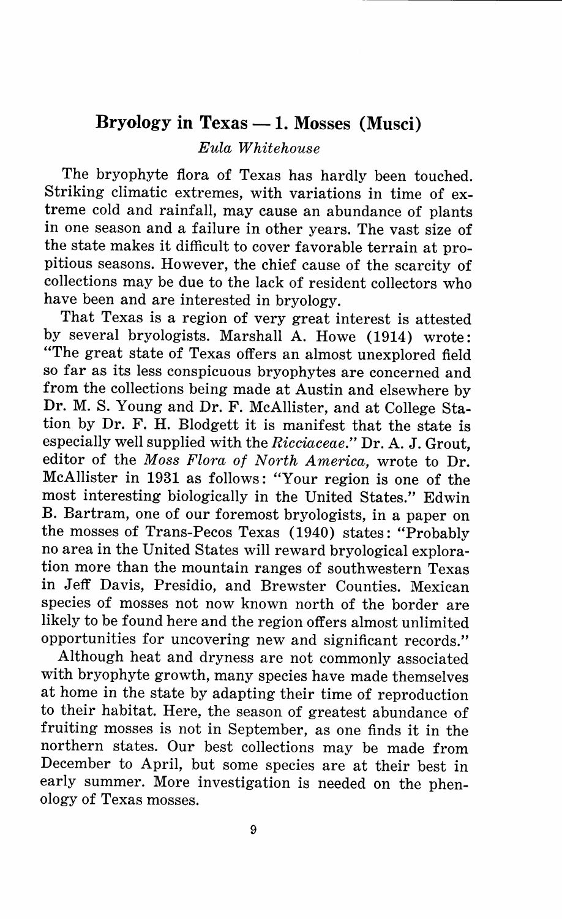# Bryology in Texas — 1. Mosses (Musci)

*Eula Whitehouse*

The bryophyte flora of Texas has hardly been touched. Striking climatic extremes, with variations in time of extreme cold and rainfall, may cause an abundance of plants in one season and a failure in other years. The vast size of the state makes it difficult to cover favorable terrain at propitious seasons. However, the chief cause of the scarcity of collections may be due to the lack of resident collectors who have been and are interested in bryology.

That Texas is a region of very great interest is attested by several bryologists. Marshall A. Howe (1914) wrote: "The great state of Texas offers an almost unexplored field so far as its less conspicuous bryophytes are concerned and from the collections being made at Austin and elsewhere by Dr. M. S. Young and Dr. F. McAllister, and at College Station by Dr. F. H. Blodgett it is manifest that the state is especially well supplied with the *Ricciaceae*." Dr. A. J. Grout, editor of the *Moss Flora of North America,* wrote to Dr. McAllister in 1931 as follows: "Your region is one of the most interesting biologically in the United States." Edwin B. Bartram, one of our foremost bryologists, in a paper on the mosses of Trans-Pecos Texas (1940) states: "Probably no area in the United States will reward bryological exploration more than the mountain ranges of southwestern Texas in Jeff Davis, Presidio, and Brewster Counties. Mexican species of mosses not now known north of the border are likely to be found here and the region offers almost unlimited opportunities for uncovering new and significant records."

Although heat and dryness are not commonly associated with bryophyte growth, many species have made themselves at home in the state by adapting their time of reproduction to their habitat. Here, the season of greatest abundance of fruiting mosses is not in September, as one finds it in the northern states. Our best collections may be made from December to April, but some species are at their best in early summer. More investigation is needed on the phenology of Texas mosses.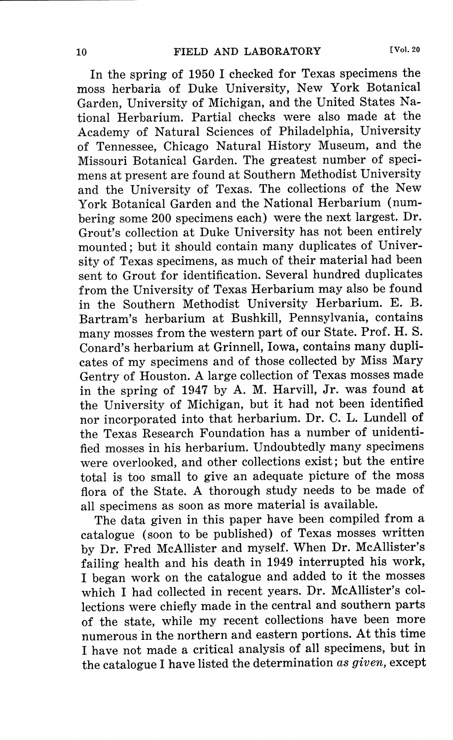In the spring of 1950 I checked for Texas specimens the moss herbaria of Duke University, New York Botanical Garden, University of Michigan, and the United States National Herbarium. Partial checks were also made at the Academy of Natural Sciences of Philadelphia, University of Tennessee, Chicago Natural History Museum, and the Missouri Botanical Garden. The greatest number of specimens at present are found at Southern Methodist University and the University of Texas. The collections of the New York Botanical Garden and the National Herbarium (numbering some 200 specimens each) were the next largest. Dr. Grout's collection at Duke University has not been entirely mounted; but it should contain many duplicates of University of Texas specimens, as much of their material had been sent to Grout for identification. Several hundred duplicates from the University of Texas Herbarium may also be found in the Southern Methodist University Herbarium. E. B. Bartram's herbarium at Bushkill, Pennsylvania, contains many mosses from the western part of our State. Prof. H. S. Conard's herbarium at Grinnell, Iowa, contains many duplicates of my specimens and of those collected by Miss Mary Gentry of Houston. A large collection of Texas mosses made in the spring of 1947 by A. M. Harvill, Jr. was found at the University of Michigan, but it had not been identified nor incorporated into that herbarium. Dr. C. L. Lundell of the Texas Research Foundation has a number of unidentified mosses in his herbarium. Undoubtedly many specimens were overlooked, and other collections exist; but the entire total is too small to give an adequate picture of the moss flora of the State. A thorough study needs to be made of all specimens as soon as more material is available.

The data given in this paper have been compiled from a catalogue (soon to be published) of Texas mosses written by Dr. Fred McAllister and myself. When Dr. McAllister's failing health and his death in 1949 interrupted his work, I began work on the catalogue and added to it the mosses which I had collected in recent years. Dr. McAllister's collections were chiefly made in the central and southern parts of the state, while my recent collections have been more numerous in the northern and eastern portions. At this time I have not made a critical analysis of all specimens, but in the catalogue I have listed the determination *as given*, except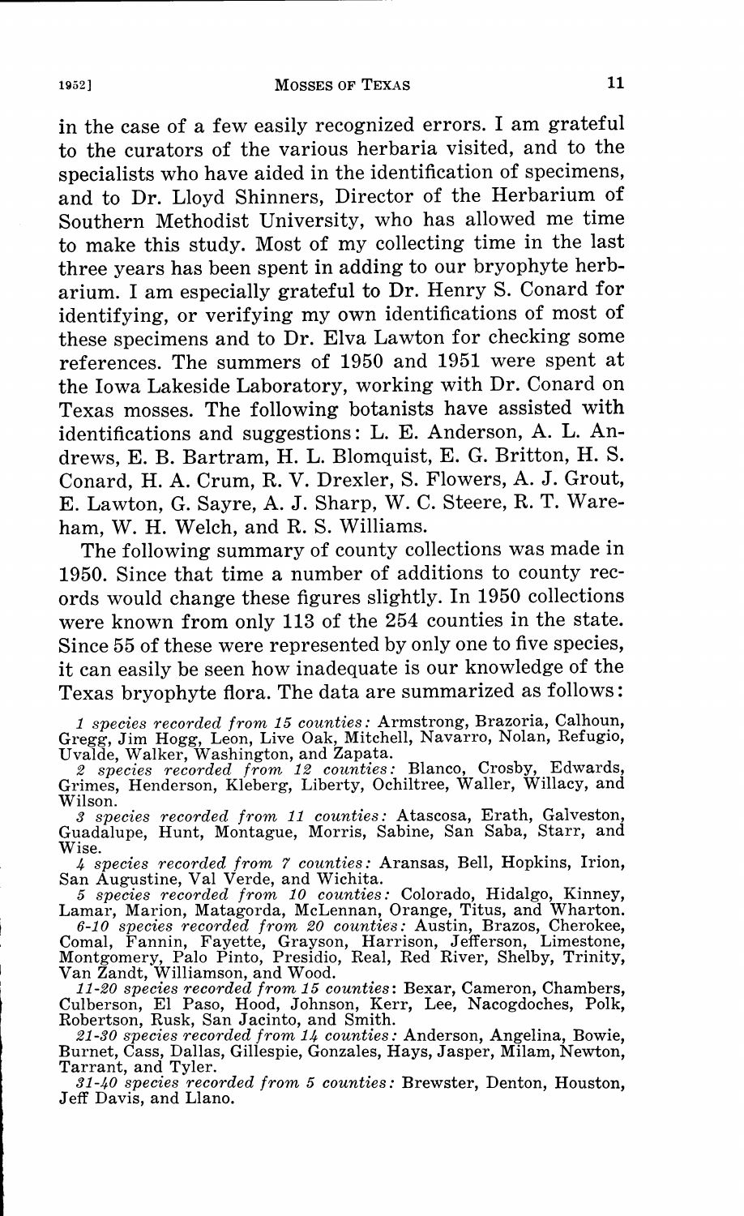in the case of a few easily recognized errors. I am grateful to the curators of the various herbaria visited, and to the specialists who have aided in the identification of specimens, and to Dr. Lloyd Shinners, Director of the Herbarium of Southern Methodist University, who has allowed me time to make this study. Most of my collecting time in the last three years has been spent in adding to our bryophyte herbarium. I am especially grateful to Dr. Henry S. Conard for identifying, or verifying my own identifications of most of these specimens and to Dr. Elva Lawton for checking some references. The summers of 1950 and 1951 were spent at the Iowa Lakeside Laboratory, working with Dr. Conard on Texas mosses. The following botanists have assisted with identifications and suggestions: L. E. Anderson, A. L. Andrews, E. B. Bartram, H. L. Blomquist, E. G. Britton, H. S. Conard, H. A. Crum, R. V. Drexler, S. Flowers, A. J. Grout, E. Lawton, G. Sayre, A. J. Sharp, W. C. Steere, R. T. Wareham, W. H. Welch, and R. S. Williams.

The following summary of county collections was made in 1950. Since that time a number of additions to county records would change these figures slightly. In 1950 collections were known from only 113 of the 254 counties in the state. Since 55 of these were represented by only one to five species, it can easily be seen how inadequate is our knowledge of the Texas bryophyte flora. The data are summarized as follows:

*1 species recorded from 15 counties:* Armstrong, Brazoria, Calhoun, Gregg, Jim Hogg, Leon, Live Oak, Mitchell, Navarro, Nolan, Refugio, Uvalde, Walker, Washington, and Zapata.

*2 species recorded from 12 counties:* Blanco, Crosby, Edwards, Grimes, Henderson, Kleberg, Liberty, Ochiltree, Waller, Willacy, and Wilson.

*3 species recorded from 11 counties:* Atascosa, Erath, Galveston, Guadalupe, Hunt, Montague, Morris, Sabine, San Saba, Starr, and Wise.

*4 species recorded from 7 counties:* Aransas, Bell, Hopkins, Irion, San Augustine, Val Verde, and Wichita.

*5 species recorded from 10 counties:* Colorado, Hidalgo, Kinney, Lamar, Marion, Matagorda, McLennan, Orange, Titus, and Wharton.

*6-10 species recorded from 20 counties:* Austin, Brazos, Cherokee, Comal, Fannin, Fayette, Grayson, Harrison, Jefferson, Limestone, Montgomery, Palo Pinto, Presidio, Real, Red River, Shelby, Trinity, Van Zandt, Williamson, and Wood.

*11-20 species recorded from 15 counties:* Bexar, Cameron, Chambers, Culberson, El Paso, Hood, Johnson, Kerr, Lee, Nacogdoches, Polk, Robertson, Rusk, San Jacinto, and Smith.

*21-30 species recorded from 14 counties:* Anderson, Angelina, Bowie, Burnet, Cass, Dallas, Gillespie, Gonzales, Hays, Jasper, Milam, Newton, Tarrant, and Tyler.

*31-40 species recorded from 5 counties:* Brewster, Denton, Houston, Jeff Davis, and Llano.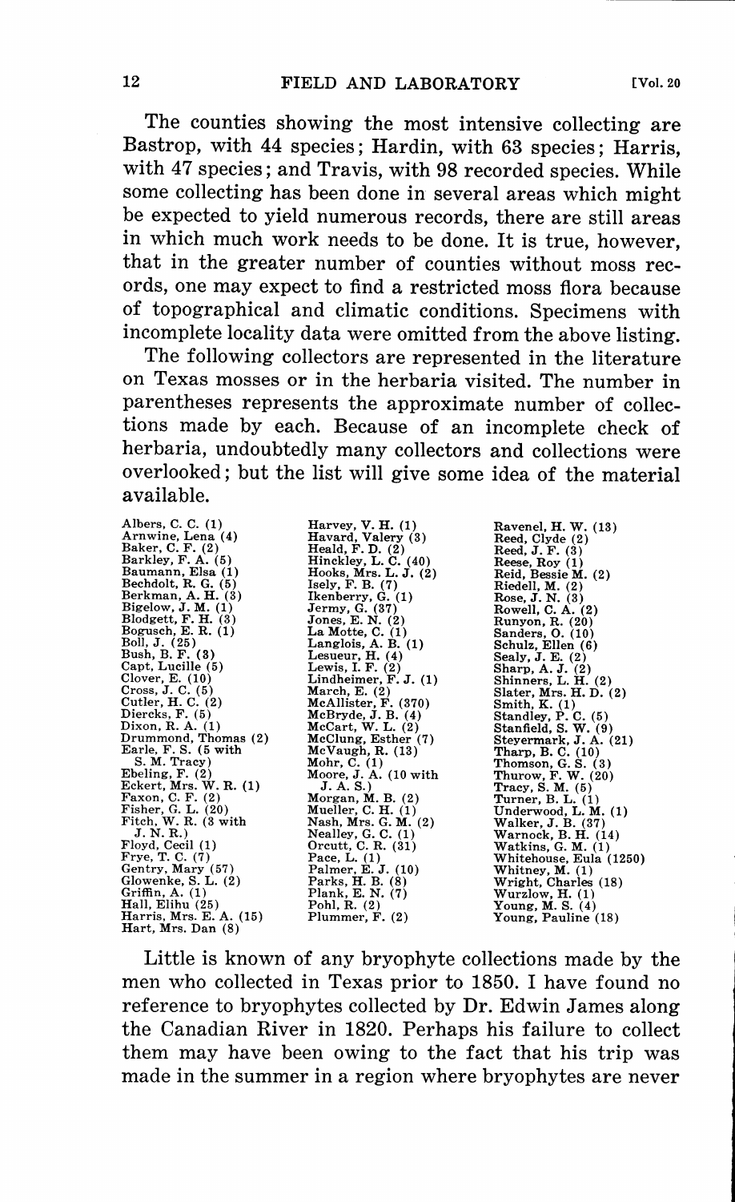The counties showing the most intensive collecting are Bastrop, with 44 species; Hardin, with 63 species; Harris, with 47 species; and Travis, with 98 recorded species. While some collecting has been done in several areas which might be expected to yield numerous records, there are still areas in which much work needs to be done. It is true, however, that in the greater number of counties without moss records, one may expect to find a restricted moss flora because of topographical and climatic conditions. Specimens with incomplete locality data were omitted from the above listing.

The following collectors are represented in the literature on Texas mosses or in the herbaria visited. The number in parentheses represents the approximate number of collections made by each. Because of an incomplete check of herbaria, undoubtedly many collectors and collections were overlooked; but the list will give some idea of the material available.

Albers, C. C. (1)
Arnwine, Lena (4)
Baker, C. F. (2)
Barkley, F. A. (5)
Baumann, Elsa (1)
Bechdolt, R. G. (5)
Berkman, A. H. (3)
Bigelow, J. M. (1)
Blodgett, F. H. (3)
Bogusch, E. R. (1)
Boll, J. (25)
Bush, B. F. (3)
Capt, Lucille (5)
Clover, E. (10)
Cross, J. C. (5)
Cutler, H. C. (2)
Diercks, F. (5)
Dixon, R. A. (1)
Drummond, Thomas (2)
Earle, F. S. (5 with S. M. Tracy)
Ebeling, F. (2)
Eckert, Mrs. W. R. (1)
Faxon, C. F. (2)
Fisher, G. L. (20)
Fitch, W. R. (3 with J. N. R.)
Floyd, Cecil (1)
Frye, T. C. (7)
Gentry, Mary (57)
Glowenke, S. L. (2)
Griffin, A. (1)
Hall, Elihu (25)
Harris, Mrs. E. A. (15)
Hart, Mrs. Dan (8)
Harvey, V. H. (1)
Havard, Valery (3)
Heald, F. D. (2)
Hinckley, L. C. (40)
Hooks, Mrs. L. J. (2)
Isely, F. B. (7)
Ikenberry, G. (1)
Jermy, G. (37)
Jones, E. N. (2)
La Motte, C. (1)
Langlois, A. B. (1)
Lesueur, H. (4)
Lewis, I. F. (2)
Lindheimer, F. J. (1)
March, E. (2)
McAllister, F. (370)
McBryde, J. B. (4)
McCart, W. L. (2)
McClung, Esther (7)
McVaugh, R. (13)
Mohr, C. (1)
Moore, J. A. (10 with J. A. S.)
Morgan, M. B. (2)
Mueller, C. H. (1)
Nash, Mrs. G. M. (2)
Nealley, G. C. (1)
Orcutt, C. R. (31)
Pace, L. (1)
Palmer, E. J. (10)
Parks, H. B. (8)
Plank, E. N. (7)
Pohl, R. (2)
Plummer, F. (2)
Ravenel, H. W. (13)
Reed, Clyde (2)
Reed, J. F. (3)
Reese, Roy (1)
Reid, Bessie M. (2)
Riedell, M. (2)
Rose, J. N. (3)
Rowell, C. A. (2)
Runyon, R. (20)
Sanders, O. (10)
Schulz, Ellen (6)
Sealy, J. E. (2)
Sharp, A. J. (2)
Shinners, L. H. (2)
Slater, Mrs. H. D. (2)
Smith, K. (1)
Standley, P. C. (5)
Stanfield, S. W. (9)
Steyermark, J. A. (21)
Tharp, B. C. (10)
Thomson, G. S. (3)
Thurow, F. W. (20)
Tracy, S. M. (5)
Turner, B. L. (1)
Underwood, L. M. (1)
Walker, J. B. (37)
Warnock, B. H. (14)
Watkins, G. M. (1)
Whitehouse, Eula (1250)
Whitney, M. (1)
Wright, Charles (18)
Wurzlow, H. (1)
Young, M. S. (4)
Young, Pauline (18)

Little is known of any bryophyte collections made by the men who collected in Texas prior to 1850. I have found no reference to bryophytes collected by Dr. Edwin James along the Canadian River in 1820. Perhaps his failure to collect them may have been owing to the fact that his trip was made in the summer in a region where bryophytes are never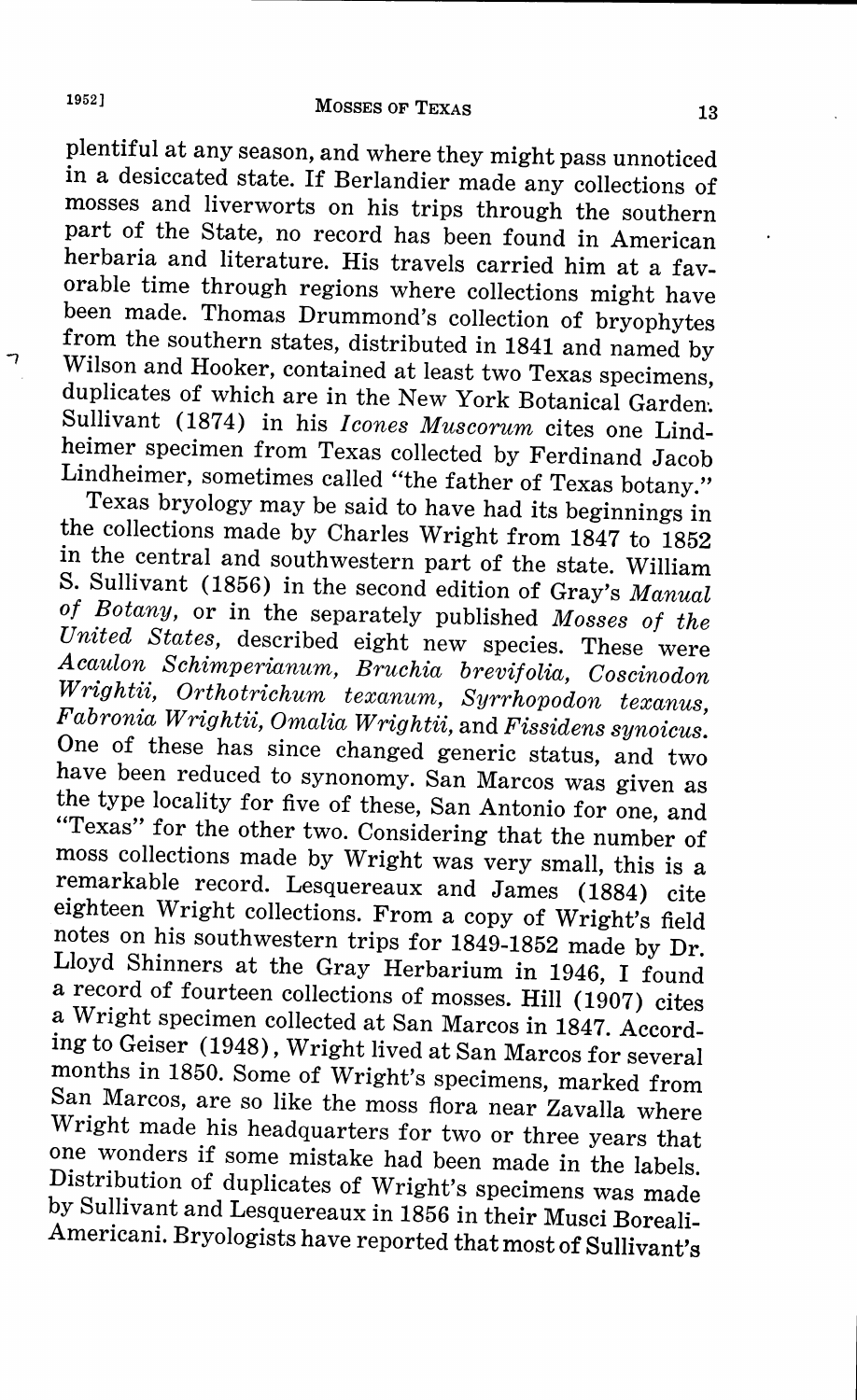plentiful at any season, and where they might pass unnoticed in a desiccated state. If Berlandier made any collections of mosses and liverworts on his trips through the southern part of the State, no record has been found in American herbaria and literature. His travels carried him at a favorable time through regions where collections might have been made. Thomas Drummond's collection of bryophytes from the southern states, distributed in 1841 and named by Wilson and Hooker, contained at least two Texas specimens, duplicates of which are in the New York Botanical Garden. Sullivant (1874) in his *Icones Muscorum* cites one Lindheimer specimen from Texas collected by Ferdinand Jacob Lindheimer, sometimes called "the father of Texas botany."

Texas bryology may be said to have had its beginnings in the collections made by Charles Wright from 1847 to 1852 in the central and southwestern part of the state. William S. Sullivant (1856) in the second edition of Gray's *Manual of Botany*, or in the separately published *Mosses of the United States*, described eight new species. These were *Acaulon Schimperianum, Bruchia brevifolia, Coscinodon Wrightii, Orthotrichum texanum, Syrrhopodon texanus, Fabronia Wrightii, Omalia Wrightii*, and *Fissidens synoicus*. One of these has since changed generic status, and two have been reduced to synonomy. San Marcos was given as the type locality for five of these, San Antonio for one, and "Texas" for the other two. Considering that the number of moss collections made by Wright was very small, this is a remarkable record. Lesquereaux and James (1884) cite eighteen Wright collections. From a copy of Wright's field notes on his southwestern trips for 1849-1852 made by Dr. Lloyd Shinners at the Gray Herbarium in 1946, I found a record of fourteen collections of mosses. Hill (1907) cites a Wright specimen collected at San Marcos in 1847. According to Geiser (1948), Wright lived at San Marcos for several months in 1850. Some of Wright's specimens, marked from San Marcos, are so like the moss flora near Zavalla where Wright made his headquarters for two or three years that one wonders if some mistake had been made in the labels. Distribution of duplicates of Wright's specimens was made by Sullivant and Lesquereaux in 1856 in their Musci Boreali-Americani. Bryologists have reported that most of Sullivant's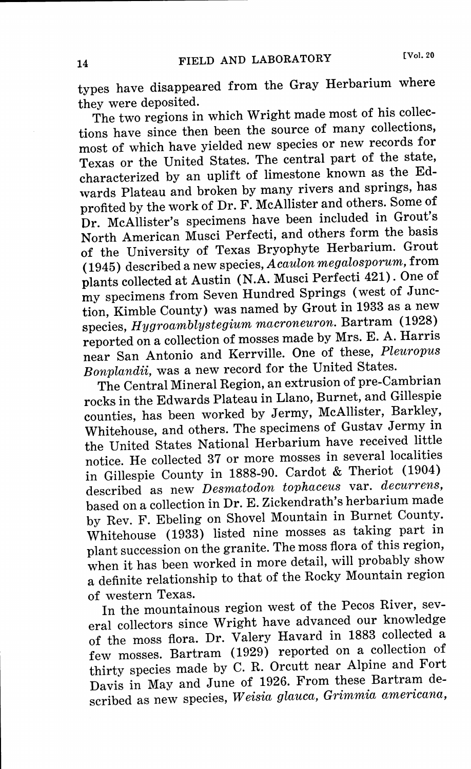types have disappeared from the Gray Herbarium where they were deposited.

The two regions in which Wright made most of his collections have since then been the source of many collections, most of which have yielded new species or new records for Texas or the United States. The central part of the state, characterized by an uplift of limestone known as the Edwards Plateau and broken by many rivers and springs, has profited by the work of Dr. F. McAllister and others. Some of Dr. McAllister's specimens have been included in Grout's North American Musci Perfecti, and others form the basis of the University of Texas Bryophyte Herbarium. Grout (1945) described a new species, *Acaulon megalosporum*, from plants collected at Austin (N.A. Musci Perfecti 421). One of my specimens from Seven Hundred Springs (west of Junction, Kimble County) was named by Grout in 1933 as a new species, *Hygroamblystegium macroneuron*. Bartram (1928) reported on a collection of mosses made by Mrs. E. A. Harris near San Antonio and Kerrville. One of these, *Pleuropus Bonplandii*, was a new record for the United States.

The Central Mineral Region, an extrusion of pre-Cambrian rocks in the Edwards Plateau in Llano, Burnet, and Gillespie counties, has been worked by Jermy, McAllister, Barkley, Whitehouse, and others. The specimens of Gustav Jermy in the United States National Herbarium have received little notice. He collected 37 or more mosses in several localities in Gillespie County in 1888-90. Cardot & Theriot (1904) described as new *Desmatodon tophaceus* var. *decurrens*, based on a collection in Dr. E. Zickendrath's herbarium made by Rev. F. Ebeling on Shovel Mountain in Burnet County. Whitehouse (1933) listed nine mosses as taking part in plant succession on the granite. The moss flora of this region, when it has been worked in more detail, will probably show a definite relationship to that of the Rocky Mountain region of western Texas.

In the mountainous region west of the Pecos River, several collectors since Wright have advanced our knowledge of the moss flora. Dr. Valery Havard in 1883 collected a few mosses. Bartram (1929) reported on a collection of thirty species made by C. R. Orcutt near Alpine and Fort Davis in May and June of 1926. From these Bartram described as new species, *Weisia glauca*, *Grimmia americana*,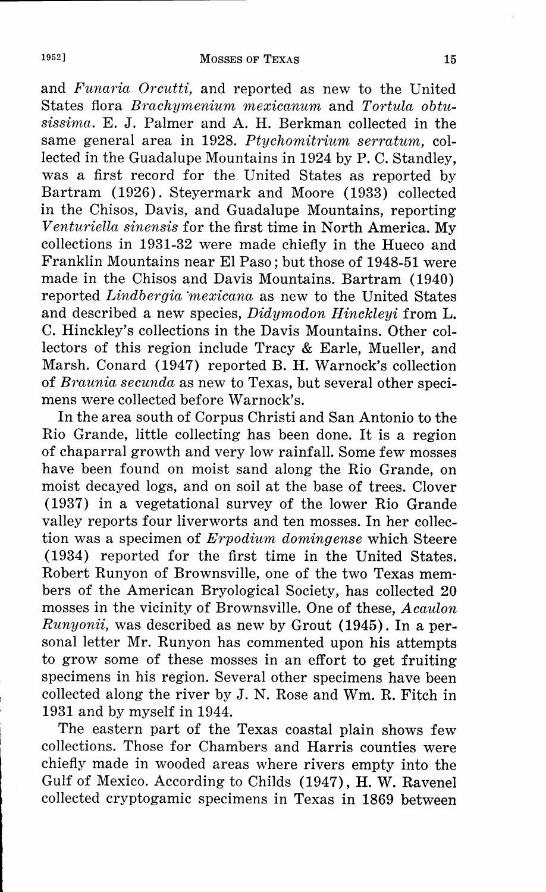and *Funaria Orcutti*, and reported as new to the United States flora *Brachymenium mexicanum* and *Tortula obtusissima*. E. J. Palmer and A. H. Berkman collected in the same general area in 1928. *Ptychomitrium serratum*, collected in the Guadalupe Mountains in 1924 by P. C. Standley, was a first record for the United States as reported by Bartram (1926). Steyermark and Moore (1933) collected in the Chisos, Davis, and Guadalupe Mountains, reporting *Venturiella sinensis* for the first time in North America. My collections in 1931-32 were made chiefly in the Hueco and Franklin Mountains near El Paso; but those of 1948-51 were made in the Chisos and Davis Mountains. Bartram (1940) reported *Lindbergia mexicana* as new to the United States and described a new species, *Didymodon Hinckleyi* from L. C. Hinckley's collections in the Davis Mountains. Other collectors of this region include Tracy & Earle, Mueller, and Marsh. Conard (1947) reported B. H. Warnock's collection of *Braunia secunda* as new to Texas, but several other specimens were collected before Warnock's.

In the area south of Corpus Christi and San Antonio to the Rio Grande, little collecting has been done. It is a region of chaparral growth and very low rainfall. Some few mosses have been found on moist sand along the Rio Grande, on moist decayed logs, and on soil at the base of trees. Clover (1937) in a vegetational survey of the lower Rio Grande valley reports four liverworts and ten mosses. In her collection was a specimen of *Erpodium domingense* which Steere (1934) reported for the first time in the United States. Robert Runyon of Brownsville, one of the two Texas members of the American Bryological Society, has collected 20 mosses in the vicinity of Brownsville. One of these, *Acaulon Runyonii*, was described as new by Grout (1945). In a personal letter Mr. Runyon has commented upon his attempts to grow some of these mosses in an effort to get fruiting specimens in his region. Several other specimens have been collected along the river by J. N. Rose and Wm. R. Fitch in 1931 and by myself in 1944.

The eastern part of the Texas coastal plain shows few collections. Those for Chambers and Harris counties were chiefly made in wooded areas where rivers empty into the Gulf of Mexico. According to Childs (1947), H. W. Ravenel collected cryptogamic specimens in Texas in 1869 between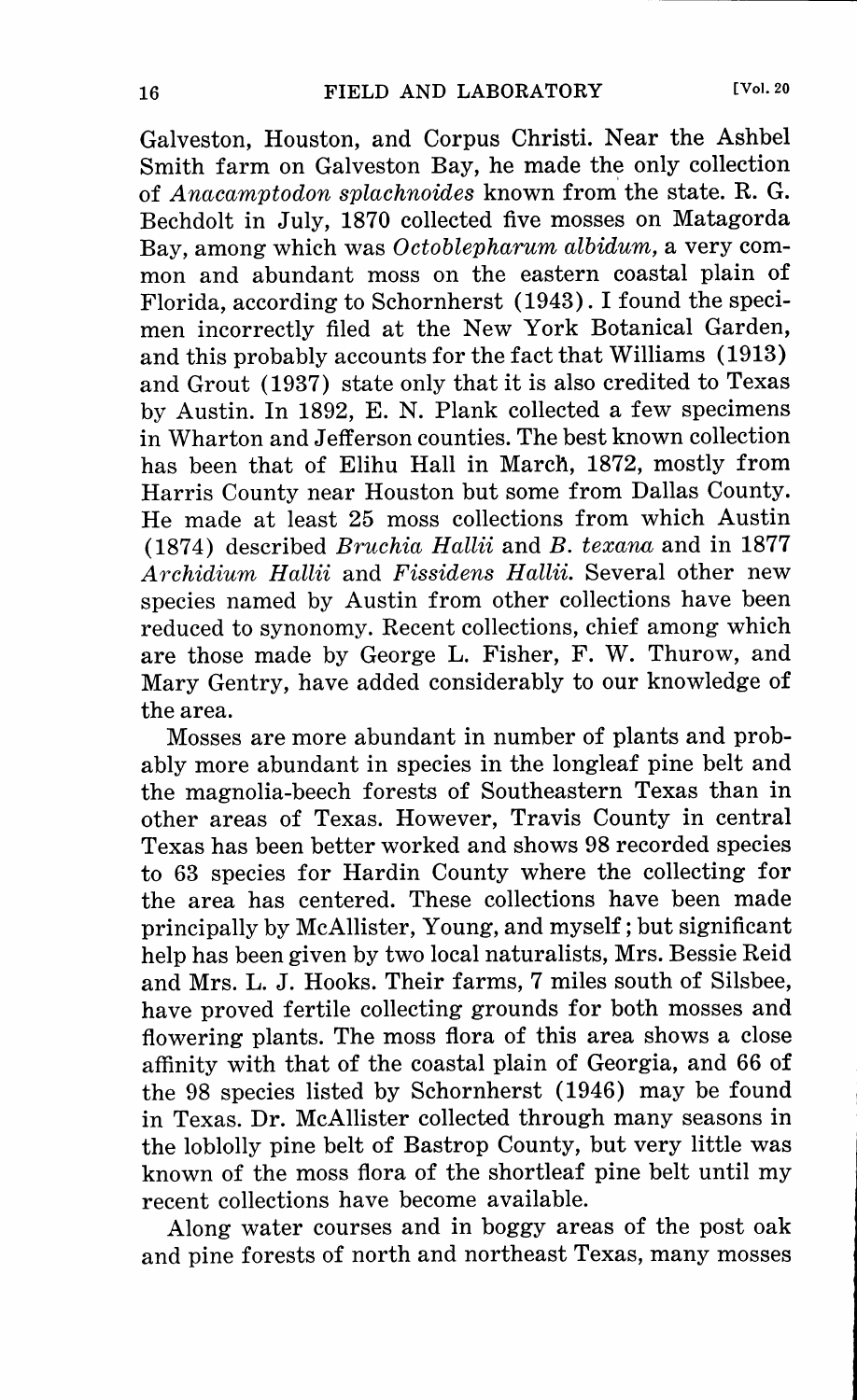Galveston, Houston, and Corpus Christi. Near the Ashbel Smith farm on Galveston Bay, he made the only collection of *Anacamptodon splachnoides* known from the state. R. G. Bechdolt in July, 1870 collected five mosses on Matagorda Bay, among which was *Octoblepharum albidum*, a very common and abundant moss on the eastern coastal plain of Florida, according to Schornherst (1943). I found the specimen incorrectly filed at the New York Botanical Garden, and this probably accounts for the fact that Williams (1913) and Grout (1937) state only that it is also credited to Texas by Austin. In 1892, E. N. Plank collected a few specimens in Wharton and Jefferson counties. The best known collection has been that of Elihu Hall in March, 1872, mostly from Harris County near Houston but some from Dallas County. He made at least 25 moss collections from which Austin (1874) described *Bruchia Hallii* and *B. texana* and in 1877 *Archidium Hallii* and *Fissidens Hallii*. Several other new species named by Austin from other collections have been reduced to synonomy. Recent collections, chief among which are those made by George L. Fisher, F. W. Thurow, and Mary Gentry, have added considerably to our knowledge of the area.

Mosses are more abundant in number of plants and probably more abundant in species in the longleaf pine belt and the magnolia-beech forests of Southeastern Texas than in other areas of Texas. However, Travis County in central Texas has been better worked and shows 98 recorded species to 63 species for Hardin County where the collecting for the area has centered. These collections have been made principally by McAllister, Young, and myself; but significant help has been given by two local naturalists, Mrs. Bessie Reid and Mrs. L. J. Hooks. Their farms, 7 miles south of Silsbee, have proved fertile collecting grounds for both mosses and flowering plants. The moss flora of this area shows a close affinity with that of the coastal plain of Georgia, and 66 of the 98 species listed by Schornherst (1946) may be found in Texas. Dr. McAllister collected through many seasons in the loblolly pine belt of Bastrop County, but very little was known of the moss flora of the shortleaf pine belt until my recent collections have become available.

Along water courses and in boggy areas of the post oak and pine forests of north and northeast Texas, many mosses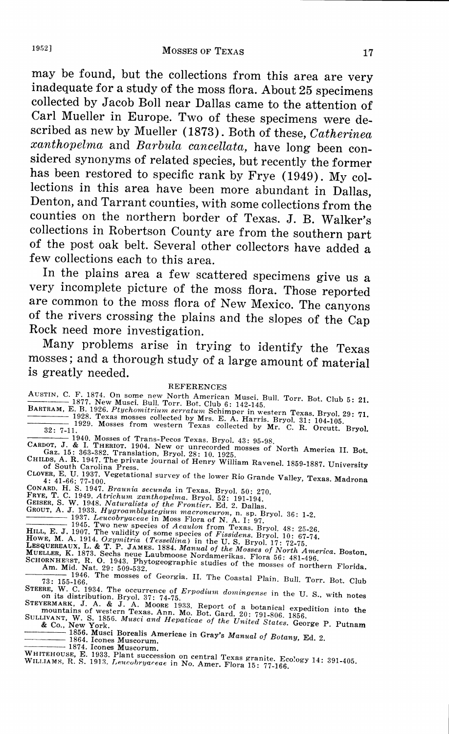may be found, but the collections from this area are very inadequate for a study of the moss flora. About 25 specimens collected by Jacob Boll near Dallas came to the attention of Carl Mueller in Europe. Two of these specimens were described as new by Mueller (1873). Both of these, *Catherinea xanthopelma* and *Barbula cancellata*, have long been considered synonyms of related species, but recently the former has been restored to specific rank by Frye (1949). My collections in this area have been more abundant in Dallas, Denton, and Tarrant counties, with some collections from the counties on the northern border of Texas. J. B. Walker's collections in Robertson County are from the southern part of the post oak belt. Several other collectors have added a few collections each to this area.

In the plains area a few scattered specimens give us a very incomplete picture of the moss flora. Those reported are common to the moss flora of New Mexico. The canyons of the rivers crossing the plains and the slopes of the Cap Rock need more investigation.

Many problems arise in trying to identify the Texas mosses; and a thorough study of a large amount of material is greatly needed.

## REFERENCES

AUSTIN, C. F. 1874. On some new North American Musci. Bull. Torr. Bot. Club 5: 21.

——— 1877. New Musci. Bull. Torr. Bot. Club 6: 142-145.

BARTRAM, E. B. 1926. *Ptychomitrium serratum* Schimper in western Texas. Bryol. 29: 71.

——— 1928. Texas mosses collected by Mrs. E. A. Harris. Bryol. 31: 104-105.

——— 1929. Mosses from western Texas collected by Mr. C. R. Orcutt. Bryol. 32: 7-11.

——— 1940. Mosses of Trans-Pecos Texas. Bryol. 43: 95-98.

CARDOT, J. & I. THERIOT. 1904. New or unrecorded mosses of North America II. Bot. Gaz. 15: 363-382. Translation, Bryol. 28: 10. 1925.

CHILDS, A. R. 1947. The private journal of Henry William Ravenel. 1859-1887. University of South Carolina Press.

CLOVER, E. U. 1937. Vegetational survey of the lower Rio Grande Valley, Texas. Madrona 4: 41-66; 77-100.

CONARD, H. S. 1947. *Braunia secunda* in Texas. Bryol. 50: 270.

FRYE, T. C. 1949. *Atrichum xanthopelma*. Bryol. 52: 191-194.

GEISER, S. W. 1948. *Naturalists of the Frontier*. Ed. 2. Dallas.

GROUT, A. J. 1933. *Hygroamblystegium macroneuron*, n. sp. Bryol. 36: 1-2.

——— 1937. *Leucobryaceae* in Moss Flora of N. A. I: 97.

——— 1945. Two new species of *Acaulon* from Texas. Bryol. 48: 25-26.

HILL, E. J. 1907. The validity of some species of *Fissidens*. Bryol. 10: 67-74.

HOWE, M. A. 1914. *Oxymitria* (*Tessellina*) in the U. S. Bryol. 17: 72-75.

LESQUEREAUX, L. & T. P. JAMES. 1884. *Manual of the Mosses of North America*. Boston.

MUELLER, K. 1873. Sechs neue Laubmoose Nordamerikas. Flora 56: 481-496.

SCHORNHERST, R. O. 1943. Phytogeographic studies of the mosses of northern Florida. Am. Mid. Nat. 29: 509-532.

——— 1946. The mosses of Georgia. II. The Coastal Plain. Bull. Torr. Bot. Club 73: 155-166.

STEERE, W. C. 1934. The occurrence of *Erpodium domingense* in the U. S., with notes on its distribution. Bryol. 37: 74-75.

STEYERMARK, J. A. & J. A. MOORE 1933. Report of a botanical expedition into the mountains of western Texas. Ann. Mo. Bot. Gard. 20: 791-806. 1856.

SULLIVANT, W. S. 1856. *Musci and Hepaticae of the United States*. George P. Putnam & Co., New York.

——— 1856. Musci Borealis Americae in Gray's *Manual of Botany*, Ed. 2.

——— 1864. Icones Muscorum.

——— 1874. Icones Muscorum.

WHITEHOUSE, E. 1933. Plant succession on central Texas granite. Ecology 14: 391-405.

WILLIAMS, R. S. 1913. *Leucobryaceae* in No. Amer. Flora 15: 77-166.